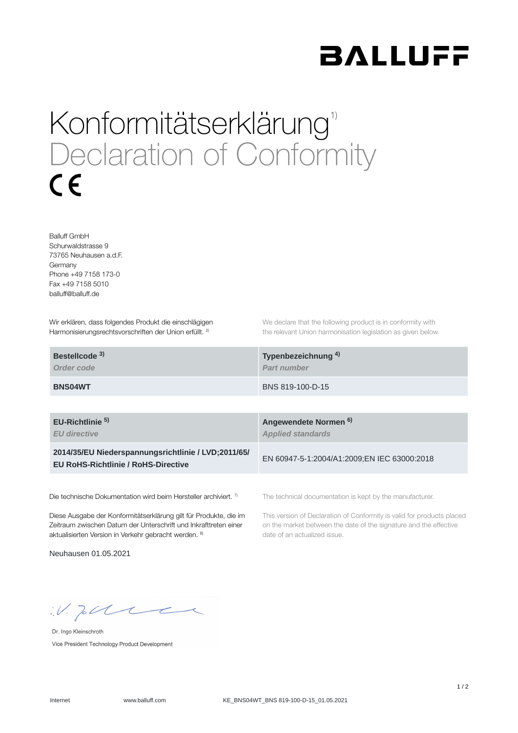BALLUFF

# Konformitätserklärung[1)]

# Declaration of Conformity

CE

Balluff GmbH
Schurwaldstrasse 9
73765 Neuhausen a.d.F.
Germany
Phone +49 7158 173-0
Fax +49 7158 5010
balluff@balluff.de

Wir erklären, dass folgendes Produkt die einschlägigen Harmonisierungsrechtsvorschriften der Union erfüllt. [2)]

We declare that the following product is in conformity with the relevant Union harmonisation legislation as given below.

| **Bestellcode** [3)] *Order code* | **Typenbezeichnung** [4)] *Part number* |
|---|---|
| **BNS04WT** | BNS 819-100-D-15 |

| **EU-Richtlinie** [5)] *EU directive* | **Angewendete Normen** [6)] *Applied standards* |
|---|---|
| **2014/35/EU Niederspannungsrichtlinie / LVD;2011/65/ EU RoHS-Richtlinie / RoHS-Directive** | EN 60947-5-1:2004/A1:2009;EN IEC 63000:2018 |

Die technische Dokumentation wird beim Hersteller archiviert. [7)]

The technical documentation is kept by the manufacturer.

Diese Ausgabe der Konformitätserklärung gilt für Produkte, die im Zeitraum zwischen Datum der Unterschrift und Inkrafttreten einer aktualisierten Version in Verkehr gebracht werden. [8)]

This version of Declaration of Conformity is valid for products placed on the market between the date of the signature and the effective date of an actualized issue.

Neuhausen 01.05.2021

i.V.

Dr. Ingo Kleinschroth
Vice President Technology Product Development

Internet www.balluff.com KE_BNS04WT_BNS 819-100-D-15_01.05.2021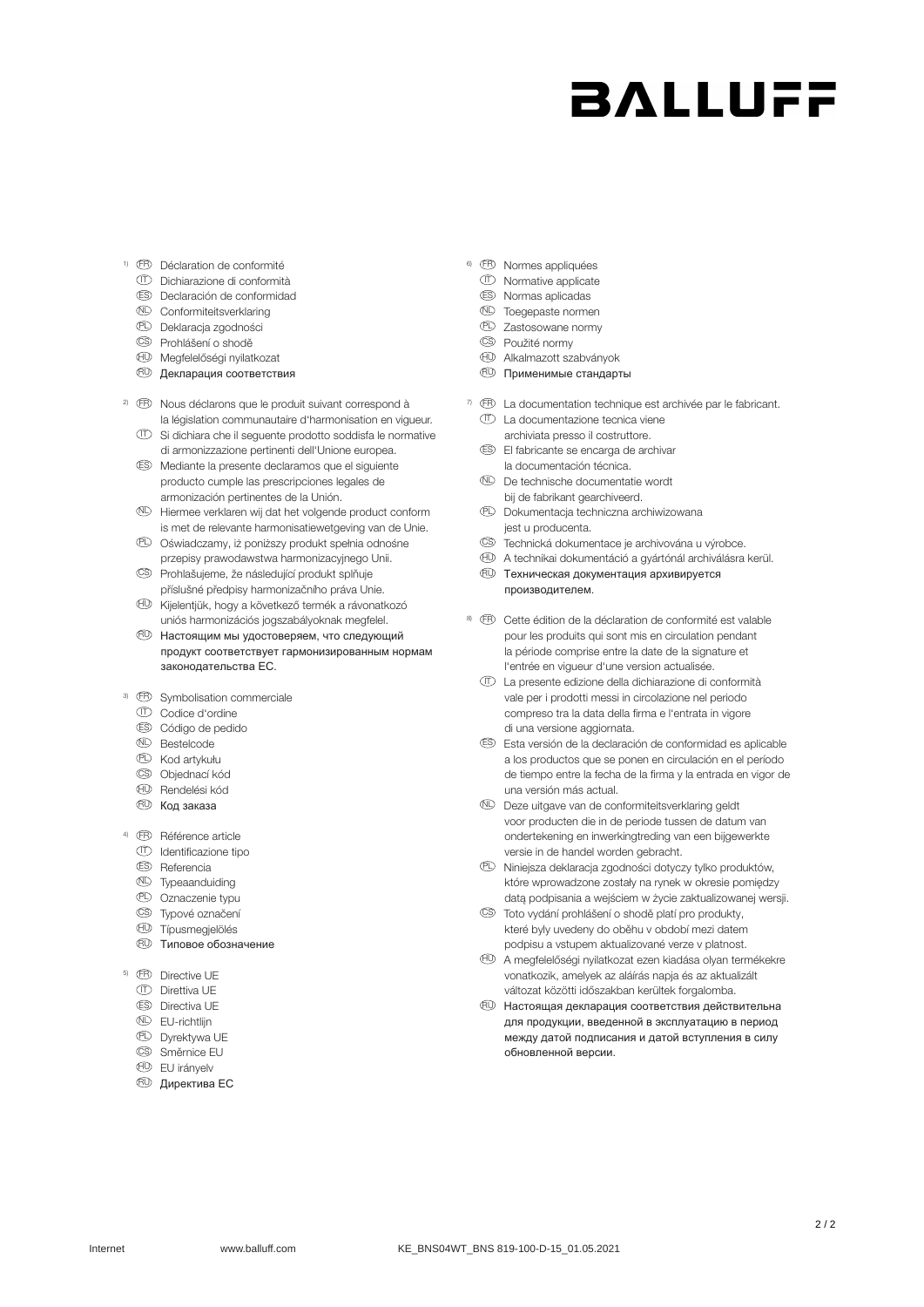BALLUFF

1) (FR) Déclaration de conformité
(IT) Dichiarazione di conformità
(ES) Declaración de conformidad
(NL) Conformiteitsverklaring
(PL) Deklaracja zgodności
(CS) Prohlášení o shodě
(HU) Megfelelőségi nyilatkozat
(RU) Декларация соответствия

2) (FR) Nous déclarons que le produit suivant correspond à la législation communautaire d'harmonisation en vigueur.
(IT) Si dichiara che il seguente prodotto soddisfa le normative di armonizzazione pertinenti dell'Unione europea.
(ES) Mediante la presente declaramos que el siguiente producto cumple las prescripciones legales de armonización pertinentes de la Unión.
(NL) Hiermee verklaren wij dat het volgende product conform is met de relevante harmonisatiewetgeving van de Unie.
(PL) Oświadczamy, iż poniższy produkt spełnia odnośne przepisy prawodawstwa harmonizacyjnego Unii.
(CS) Prohlašujeme, že následující produkt splňuje příslušné předpisy harmonizačního práva Unie.
(HU) Kijelentjük, hogy a következő termék a rávonatkozó uniós harmonizációs jogszabályoknak megfelel.
(RU) Настоящим мы удостоверяем, что следующий продукт соответствует гармонизированным нормам законодательства ЕС.

3) (FR) Symbolisation commerciale
(IT) Codice d'ordine
(ES) Código de pedido
(NL) Bestelcode
(PL) Kod artykułu
(CS) Objednací kód
(HU) Rendelési kód
(RU) Код заказа

4) (FR) Référence article
(IT) Identificazione tipo
(ES) Referencia
(NL) Typeaanduiding
(PL) Oznaczenie typu
(CS) Typové označení
(HU) Típusmegjelölés
(RU) Типовое обозначение

5) (FR) Directive UE
(IT) Direttiva UE
(ES) Directiva UE
(NL) EU-richtlijn
(PL) Dyrektywa UE
(CS) Směrnice EU
(HU) EU irányelv
(RU) Директива ЕС

6) (FR) Normes appliquées
(IT) Normative applicate
(ES) Normas aplicadas
(NL) Toegepaste normen
(PL) Zastosowane normy
(CS) Použité normy
(HU) Alkalmazott szabványok
(RU) Применимые стандарты

7) (FR) La documentation technique est archivée par le fabricant.
(IT) La documentazione tecnica viene archiviata presso il costruttore.
(ES) El fabricante se encarga de archivar la documentación técnica.
(NL) De technische documentatie wordt bij de fabrikant gearchiveerd.
(PL) Dokumentacja techniczna archiwizowana jest u producenta.
(CS) Technická dokumentace je archivována u výrobce.
(HU) A technikai dokumentáció a gyártónál archiválásra kerül.
(RU) Техническая документация архивируется производителем.

8) (FR) Cette édition de la déclaration de conformité est valable pour les produits qui sont mis en circulation pendant la période comprise entre la date de la signature et l'entrée en vigueur d'une version actualisée.
(IT) La presente edizione della dichiarazione di conformità vale per i prodotti messi in circolazione nel periodo compreso tra la data della firma e l'entrata in vigore di una versione aggiornata.
(ES) Esta versión de la declaración de conformidad es aplicable a los productos que se ponen en circulación en el período de tiempo entre la fecha de la firma y la entrada en vigor de una versión más actual.
(NL) Deze uitgave van de conformiteitsverklaring geldt voor producten die in de periode tussen de datum van ondertekening en inwerkingtreding van een bijgewerkte versie in de handel worden gebracht.
(PL) Niniejsza deklaracja zgodności dotyczy tylko produktów, które wprowadzone zostały na rynek w okresie pomiędzy datą podpisania a wejściem w życie zaktualizowanej wersji.
(CS) Toto vydání prohlášení o shodě platí pro produkty, které byly uvedeny do oběhu v období mezi datem podpisu a vstupem aktualizované verze v platnost.
(HU) A megfelelőségi nyilatkozat ezen kiadása olyan termékekre vonatkozik, amelyek az aláírás napja és az aktualizált változat közötti időszakban kerültek forgalomba.
(RU) Настоящая декларация соответствия действительна для продукции, введенной в эксплуатацию в период между датой подписания и датой вступления в силу обновленной версии.

Internet www.balluff.com KE_BNS04WT_BNS 819-100-D-15_01.05.2021